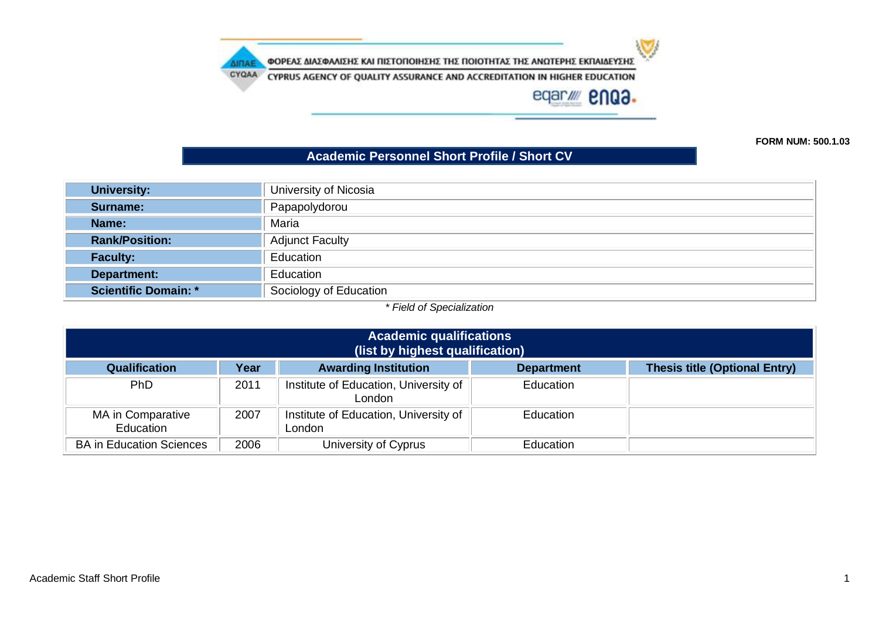ΦΟΡΕΑΣ ΔΙΑΣΦΑΛΙΣΗΣ ΚΑΙ ΠΙΣΤΟΠΟΙΗΣΗΣ ΤΗΣ ΠΟΙΟΤΗΤΑΣ ΤΗΣ ΑΝΩΤΕΡΗΣ ΕΚΠΑΙΔΕΥΣΗΣ

CYPRUS AGENCY OF QUALITY ASSURANCE AND ACCREDITATION IN HIGHER EDUCATION

**FORM NUM: 500.1.03**

# Academic Personnel Short Profile / Short CV

| | |
|---|---|
| **University:** | University of Nicosia |
| **Surname:** | Papapolydorou |
| **Name:** | Maria |
| **Rank/Position:** | Adjunct Faculty |
| **Faculty:** | Education |
| **Department:** | Education |
| **Scientific Domain: *** | Sociology of Education |

*\* Field of Specialization*

## Academic qualifications (list by highest qualification)

| Qualification | Year | Awarding Institution | Department | Thesis title (Optional Entry) |
|---|---|---|---|---|
| PhD | 2011 | Institute of Education, University of London | Education | |
| MA in Comparative Education | 2007 | Institute of Education, University of London | Education | |
| BA in Education Sciences | 2006 | University of Cyprus | Education | |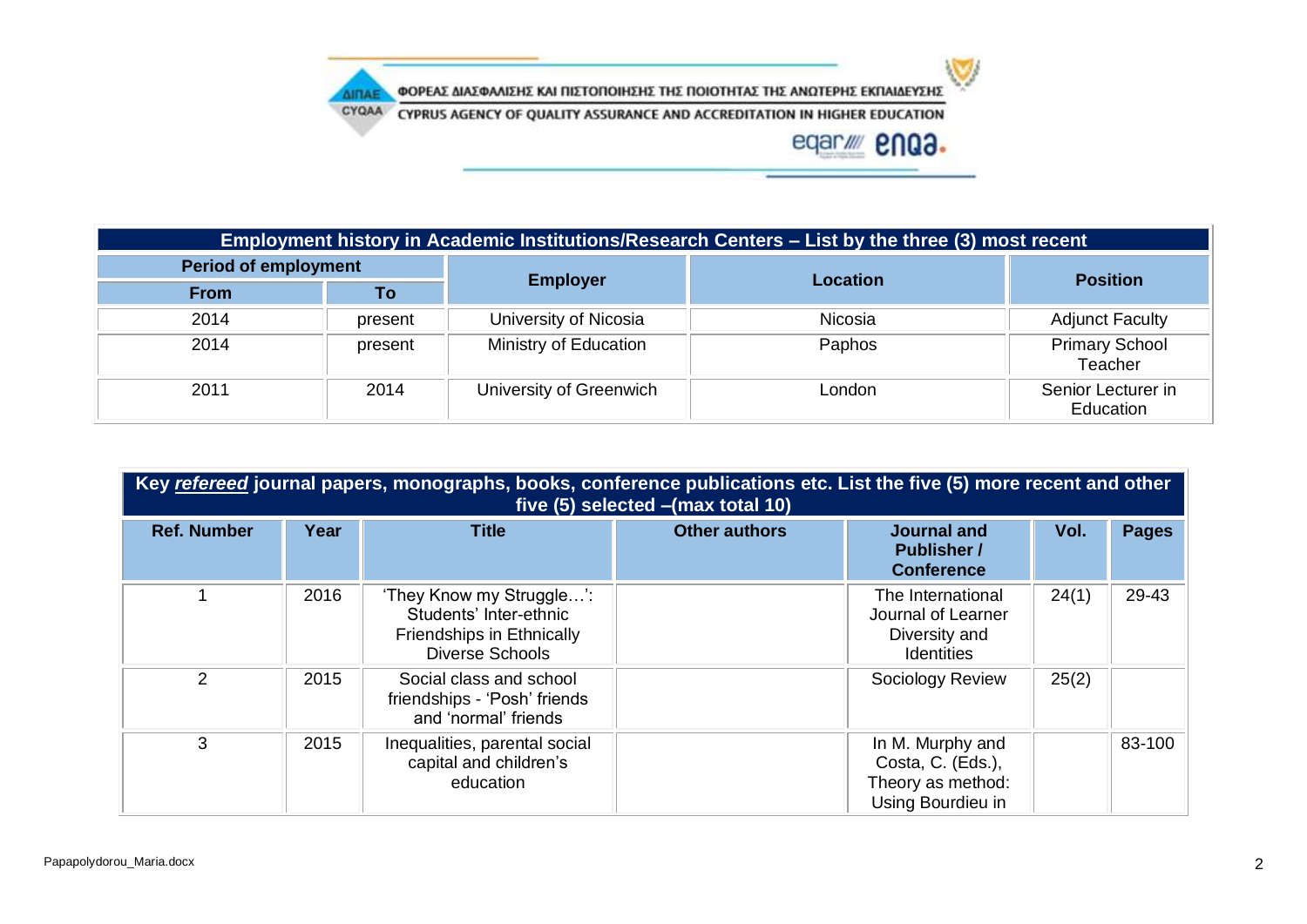| Employment history in Academic Institutions/Research Centers – List by the three (3) most recent | | | | |
|---|---|---|---|---|
| Period of employment | | Employer | Location | Position |
| From | To | | | |
| 2014 | present | University of Nicosia | Nicosia | Adjunct Faculty |
| 2014 | present | Ministry of Education | Paphos | Primary School Teacher |
| 2011 | 2014 | University of Greenwich | London | Senior Lecturer in Education |

| Key ***refereed*** journal papers, monographs, books, conference publications etc. List the five (5) more recent and other five (5) selected –(max total 10) | | | | | | |
|---|---|---|---|---|---|---|
| Ref. Number | Year | Title | Other authors | Journal and Publisher / Conference | Vol. | Pages |
| 1 | 2016 | 'They Know my Struggle…': Students' Inter-ethnic Friendships in Ethnically Diverse Schools | | The International Journal of Learner Diversity and Identities | 24(1) | 29-43 |
| 2 | 2015 | Social class and school friendships - 'Posh' friends and 'normal' friends | | Sociology Review | 25(2) | |
| 3 | 2015 | Inequalities, parental social capital and children's education | | In M. Murphy and Costa, C. (Eds.), Theory as method: Using Bourdieu in | | 83-100 |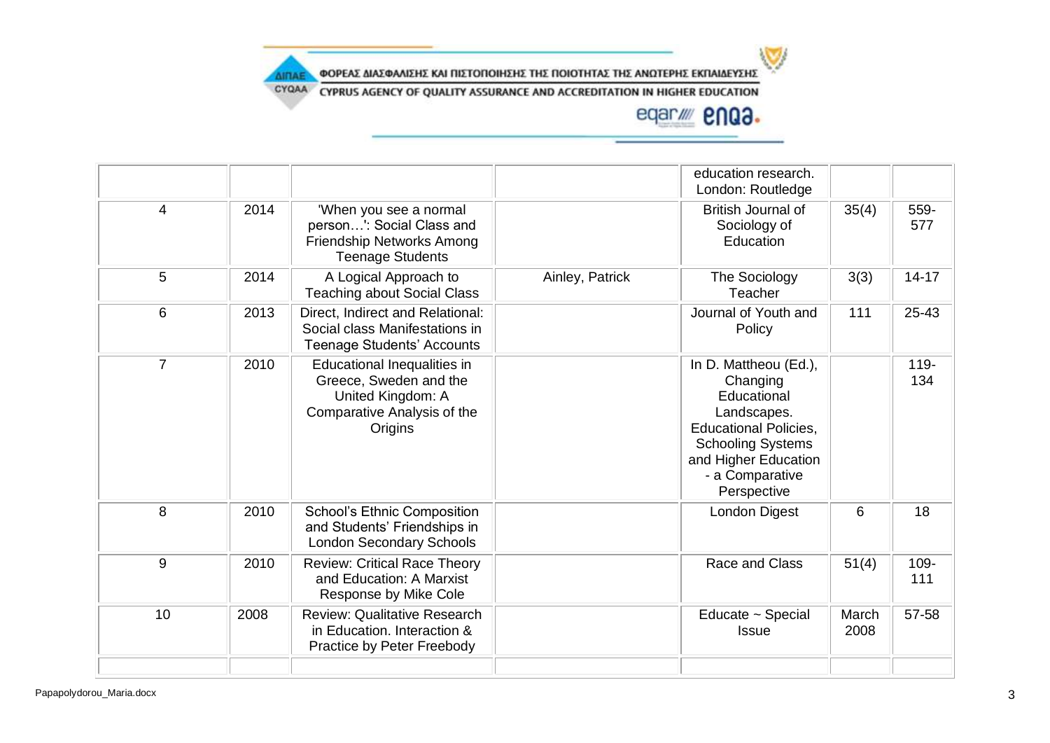|  |  |  |  | education research. London: Routledge |  |  |
|---|---|---|---|---|---|---|
| 4 | 2014 | 'When you see a normal person…': Social Class and Friendship Networks Among Teenage Students |  | British Journal of Sociology of Education | 35(4) | 559-577 |
| 5 | 2014 | A Logical Approach to Teaching about Social Class | Ainley, Patrick | The Sociology Teacher | 3(3) | 14-17 |
| 6 | 2013 | Direct, Indirect and Relational: Social class Manifestations in Teenage Students' Accounts |  | Journal of Youth and Policy | 111 | 25-43 |
| 7 | 2010 | Educational Inequalities in Greece, Sweden and the United Kingdom: A Comparative Analysis of the Origins |  | In D. Mattheou (Ed.), Changing Educational Landscapes. Educational Policies, Schooling Systems and Higher Education - a Comparative Perspective |  | 119-134 |
| 8 | 2010 | School's Ethnic Composition and Students' Friendships in London Secondary Schools |  | London Digest | 6 | 18 |
| 9 | 2010 | Review: Critical Race Theory and Education: A Marxist Response by Mike Cole |  | Race and Class | 51(4) | 109-111 |
| 10 | 2008 | Review: Qualitative Research in Education. Interaction & Practice by Peter Freebody |  | Educate ~ Special Issue | March 2008 | 57-58 |
|  |  |  |  |  |  |  |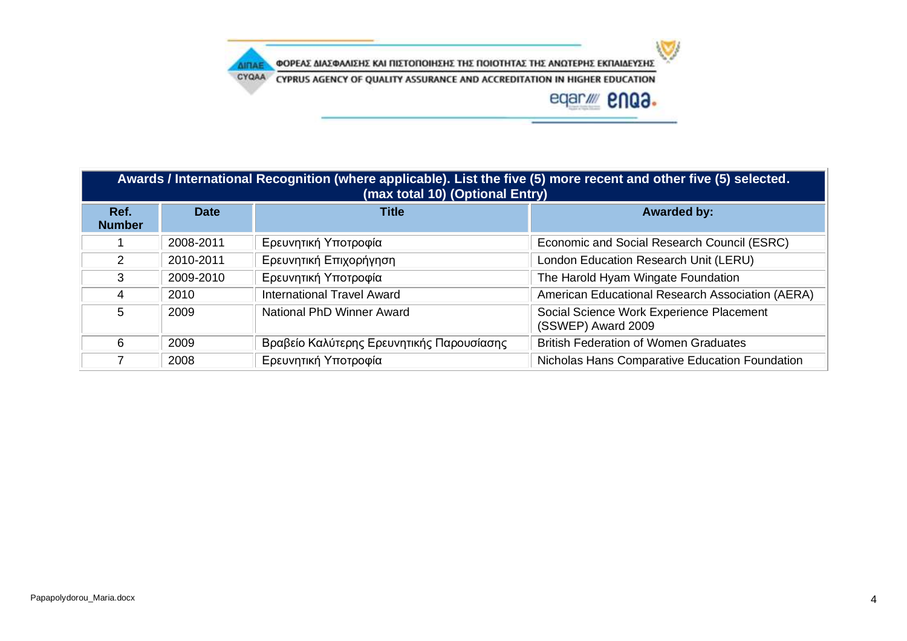| Awards / International Recognition (where applicable). List the five (5) more recent and other five (5) selected. (max total 10) (Optional Entry) | | | |
|---|---|---|---|
| **Ref. Number** | **Date** | **Title** | **Awarded by:** |
| 1 | 2008-2011 | Ερευνητική Υποτροφία | Economic and Social Research Council (ESRC) |
| 2 | 2010-2011 | Ερευνητική Επιχορήγηση | London Education Research Unit (LERU) |
| 3 | 2009-2010 | Ερευνητική Υποτροφία | The Harold Hyam Wingate Foundation |
| 4 | 2010 | International Travel Award | American Educational Research Association (AERA) |
| 5 | 2009 | National PhD Winner Award | Social Science Work Experience Placement (SSWEP) Award 2009 |
| 6 | 2009 | Βραβείο Καλύτερης Ερευνητικής Παρουσίασης | British Federation of Women Graduates |
| 7 | 2008 | Ερευνητική Υποτροφία | Nicholas Hans Comparative Education Foundation |